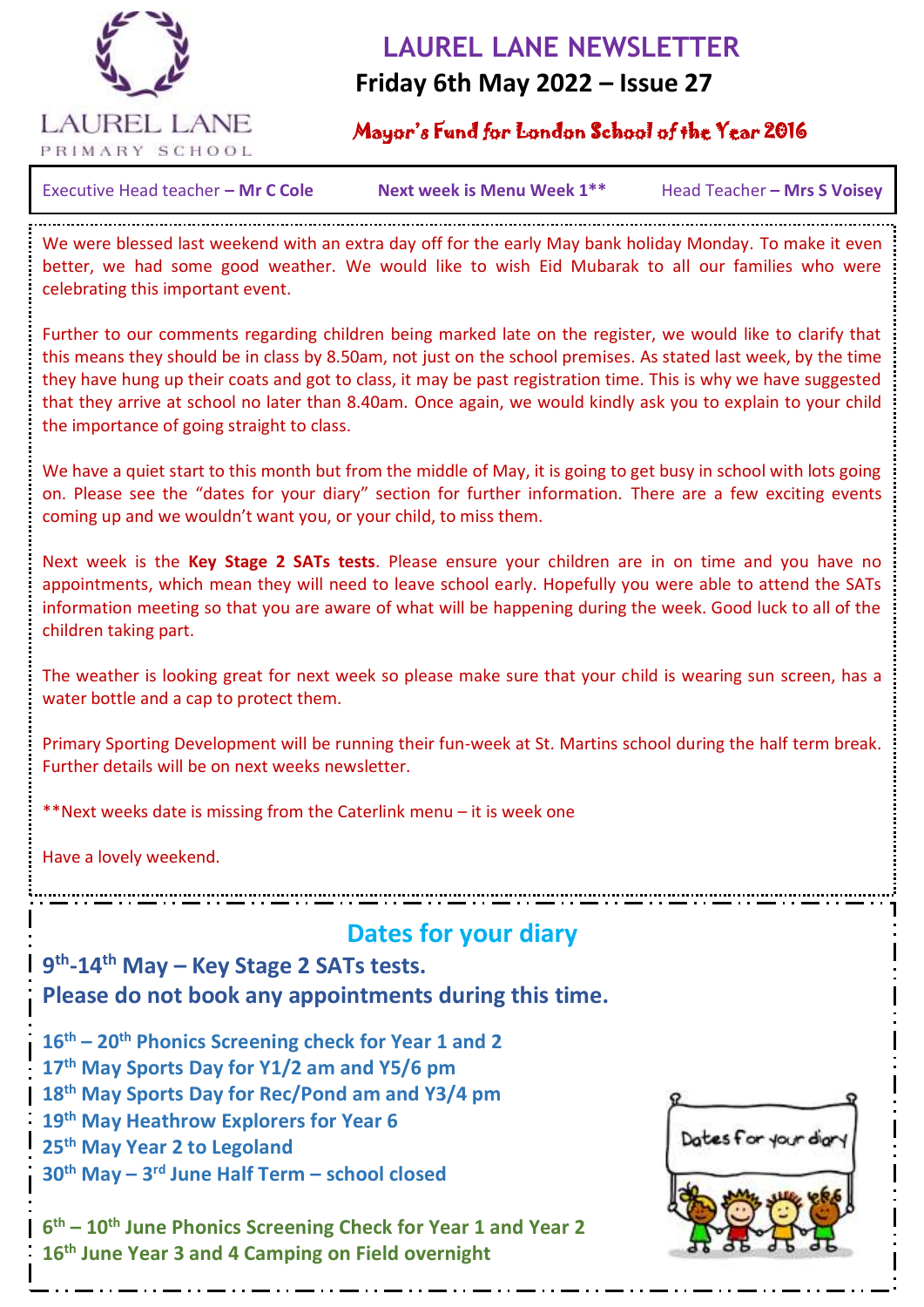LAUREL LANE PRIMARY SCHOOL

# LAUREL LANE NEWSLETTER

**Friday 6th May 2022 – Issue 27**

Mayor's Fund for London School of the Year 2016

Executive Head teacher – **Mr C Cole** | **Next week is Menu Week 1\*\*** | Head Teacher – **Mrs S Voisey**

We were blessed last weekend with an extra day off for the early May bank holiday Monday. To make it even better, we had some good weather. We would like to wish Eid Mubarak to all our families who were celebrating this important event.

Further to our comments regarding children being marked late on the register, we would like to clarify that this means they should be in class by 8.50am, not just on the school premises. As stated last week, by the time they have hung up their coats and got to class, it may be past registration time. This is why we have suggested that they arrive at school no later than 8.40am. Once again, we would kindly ask you to explain to your child the importance of going straight to class.

We have a quiet start to this month but from the middle of May, it is going to get busy in school with lots going on. Please see the "dates for your diary" section for further information. There are a few exciting events coming up and we wouldn't want you, or your child, to miss them.

Next week is the **Key Stage 2 SATs tests**. Please ensure your children are in on time and you have no appointments, which mean they will need to leave school early. Hopefully you were able to attend the SATs information meeting so that you are aware of what will be happening during the week. Good luck to all of the children taking part.

The weather is looking great for next week so please make sure that your child is wearing sun screen, has a water bottle and a cap to protect them.

Primary Sporting Development will be running their fun-week at St. Martins school during the half term break. Further details will be on next weeks newsletter.

**Next weeks date is missing from the Caterlink menu – it is week one

Have a lovely weekend.

## Dates for your diary

**9th-14th May – Key Stage 2 SATs tests.**
**Please do not book any appointments during this time.**

**16th – 20th Phonics Screening check for Year 1 and 2**
**17th May Sports Day for Y1/2 am and Y5/6 pm**
**18th May Sports Day for Rec/Pond am and Y3/4 pm**
**19th May Heathrow Explorers for Year 6**
**25th May Year 2 to Legoland**
**30th May – 3rd June Half Term – school closed**

**6th – 10th June Phonics Screening Check for Year 1 and Year 2**
**16th June Year 3 and 4 Camping on Field overnight**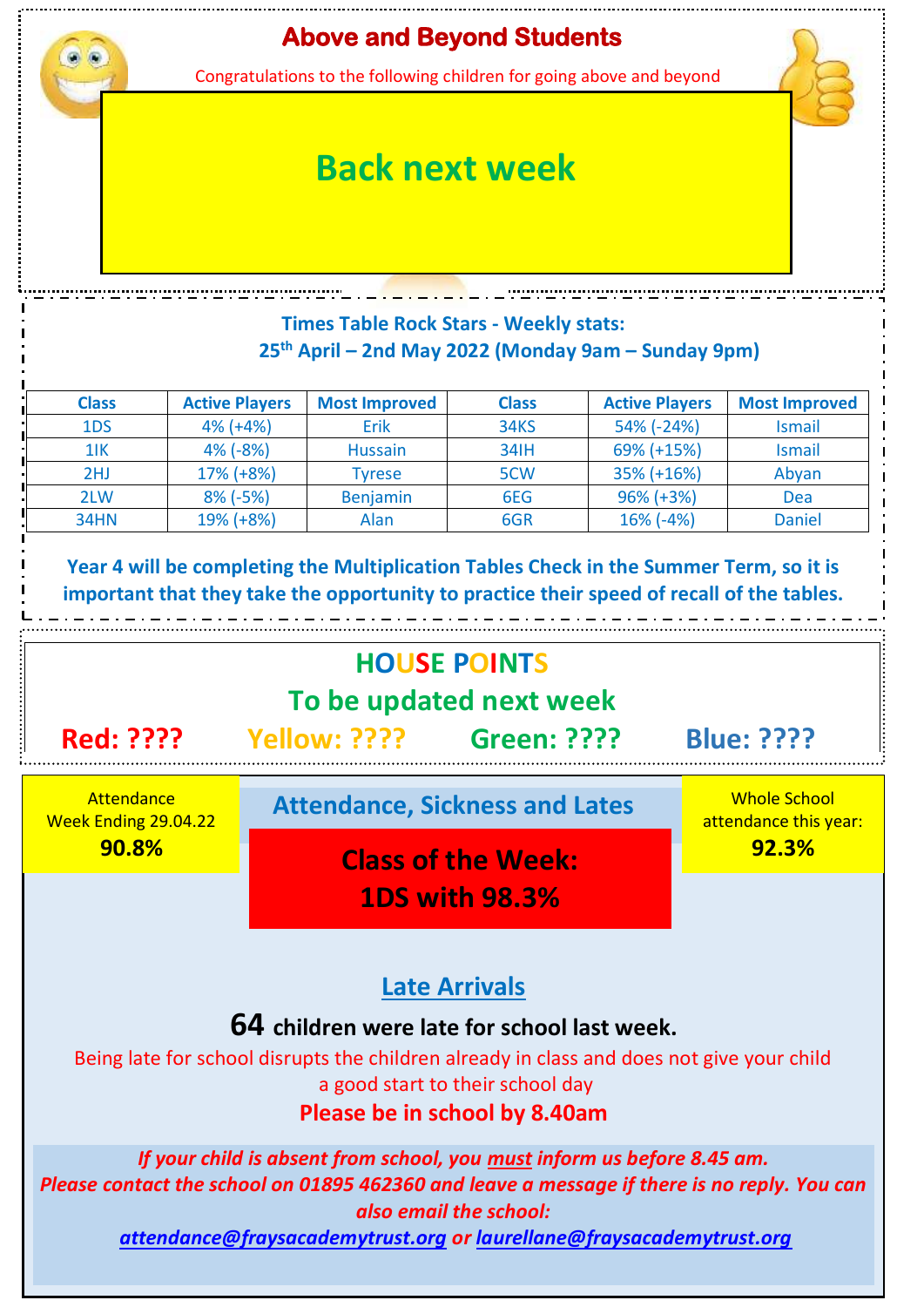## Above and Beyond Students

Congratulations to the following children for going above and beyond

**Back next week**

## Times Table Rock Stars - Weekly stats:

**25th April – 2nd May 2022 (Monday 9am – Sunday 9pm)**

| Class | Active Players | Most Improved | Class | Active Players | Most Improved |
|---|---|---|---|---|---|
| 1DS | 4% (+4%) | Erik | 34KS | 54% (-24%) | Ismail |
| 1IK | 4% (-8%) | Hussain | 34IH | 69% (+15%) | Ismail |
| 2HJ | 17% (+8%) | Tyrese | 5CW | 35% (+16%) | Abyan |
| 2LW | 8% (-5%) | Benjamin | 6EG | 96% (+3%) | Dea |
| 34HN | 19% (+8%) | Alan | 6GR | 16% (-4%) | Daniel |

**Year 4 will be completing the Multiplication Tables Check in the Summer Term, so it is important that they take the opportunity to practice their speed of recall of the tables.**

## HOUSE POINTS

**To be updated next week**

**Red: ????** **Yellow: ????** **Green: ????** **Blue: ????**

## Attendance, Sickness and Lates

Attendance Week Ending 29.04.22
**90.8%**

Whole School attendance this year:
**92.3%**

**Class of the Week: 1DS with 98.3%**

### Late Arrivals

**64 children were late for school last week.**

Being late for school disrupts the children already in class and does not give your child a good start to their school day

**Please be in school by 8.40am**

***If your child is absent from school, you must inform us before 8.45 am. Please contact the school on 01895 462360 and leave a message if there is no reply. You can also email the school: attendance@fraysacademytrust.org or laurellane@fraysacademytrust.org***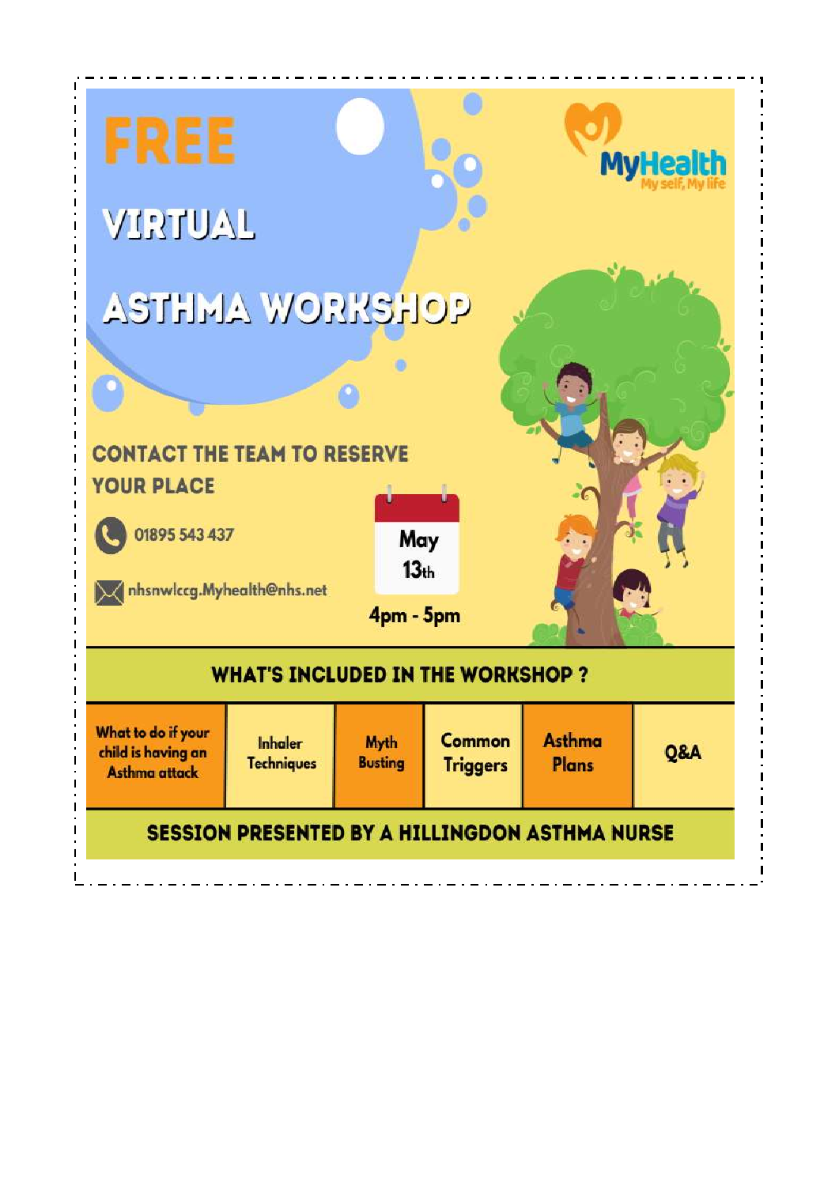# FREE

# VIRTUAL

# ASTHMA WORKSHOP

MyHealth
My self, My life

**CONTACT THE TEAM TO RESERVE YOUR PLACE**

01895 543 437

nhsnwlccg.Myhealth@nhs.net

May 13th

4pm - 5pm

## WHAT'S INCLUDED IN THE WORKSHOP ?

| What to do if your child is having an Asthma attack | Inhaler Techniques | Myth Busting | Common Triggers | Asthma Plans | Q&A |
|---|---|---|---|---|---|

**SESSION PRESENTED BY A HILLINGDON ASTHMA NURSE**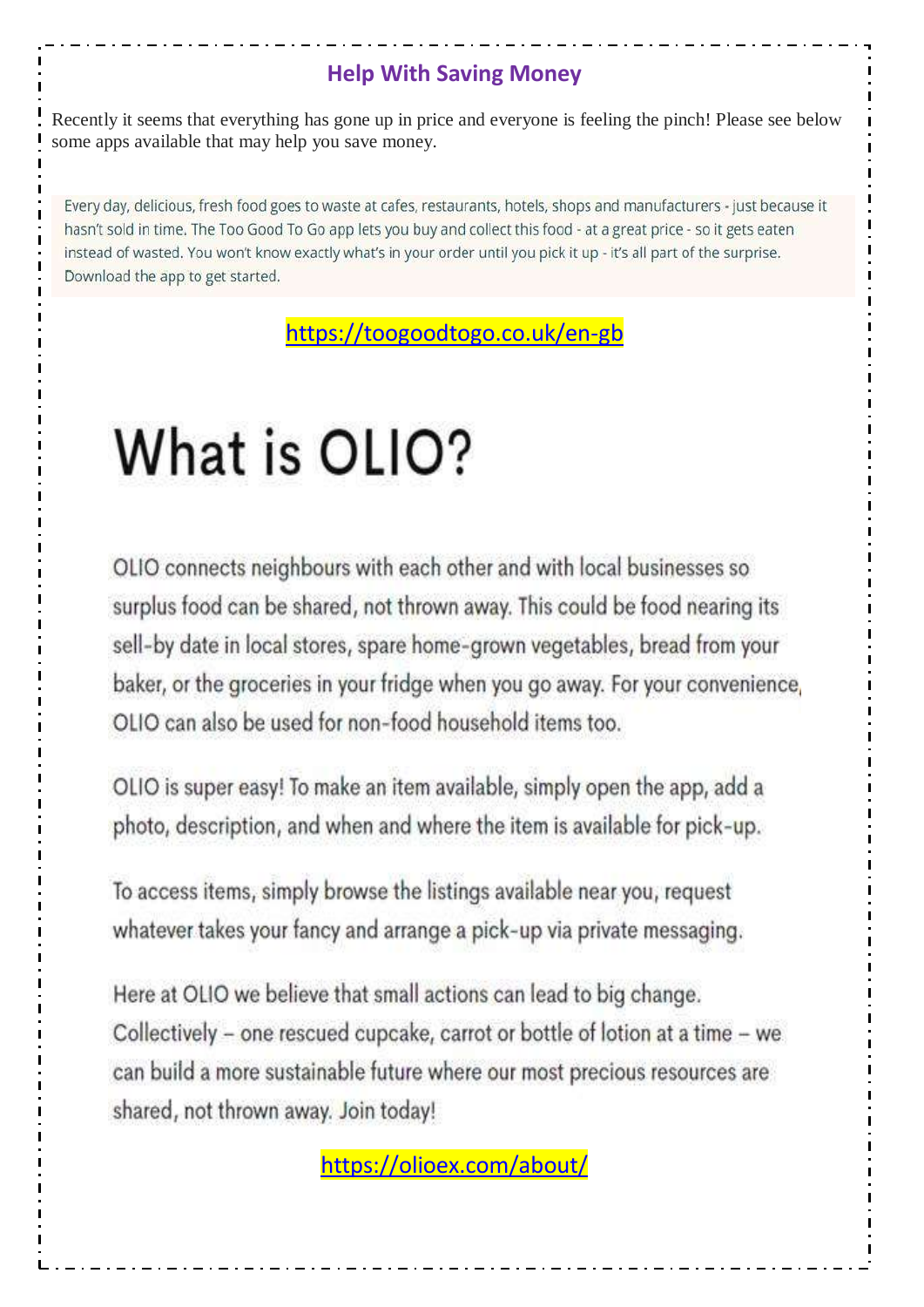## Help With Saving Money

Recently it seems that everything has gone up in price and everyone is feeling the pinch! Please see below some apps available that may help you save money.

Every day, delicious, fresh food goes to waste at cafes, restaurants, hotels, shops and manufacturers - just because it hasn't sold in time. The Too Good To Go app lets you buy and collect this food - at a great price - so it gets eaten instead of wasted. You won't know exactly what's in your order until you pick it up - it's all part of the surprise. Download the app to get started.

https://toogoodtogo.co.uk/en-gb

# What is OLIO?

OLIO connects neighbours with each other and with local businesses so surplus food can be shared, not thrown away. This could be food nearing its sell-by date in local stores, spare home-grown vegetables, bread from your baker, or the groceries in your fridge when you go away. For your convenience, OLIO can also be used for non-food household items too.

OLIO is super easy! To make an item available, simply open the app, add a photo, description, and when and where the item is available for pick-up.

To access items, simply browse the listings available near you, request whatever takes your fancy and arrange a pick-up via private messaging.

Here at OLIO we believe that small actions can lead to big change. Collectively – one rescued cupcake, carrot or bottle of lotion at a time – we can build a more sustainable future where our most precious resources are shared, not thrown away. Join today!

https://olioex.com/about/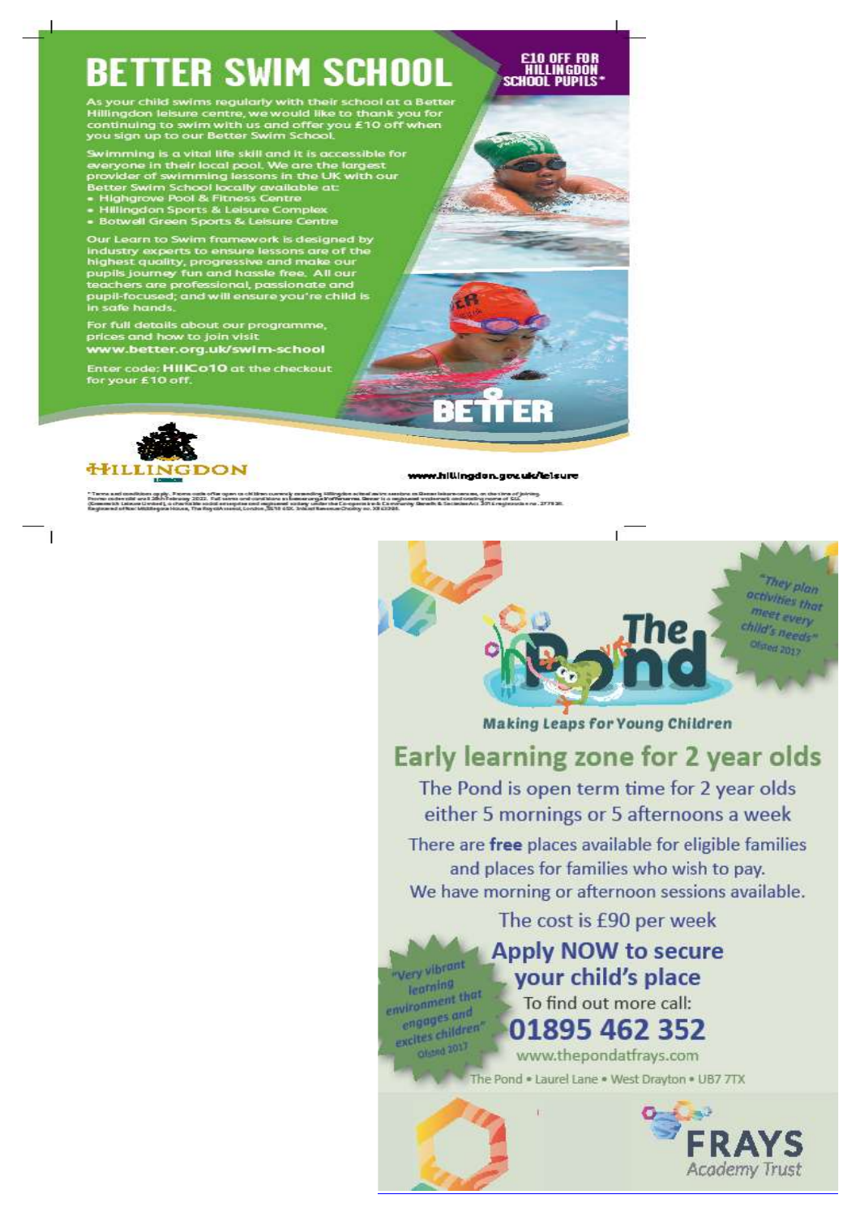# BETTER SWIM SCHOOL

**£10 OFF FOR HILLINGDON SCHOOL PUPILS***

As your child swims regularly with their school at a Better Hillingdon leisure centre, we would like to thank you for continuing to swim with us and offer you £10 off when you sign up to our Better Swim School.

Swimming is a vital life skill and it is accessible for everyone in their local pool. We are the largest provider of swimming lessons in the UK with our Better Swim School locally available at:

- Highgrove Pool & Fitness Centre
- Hillingdon Sports & Leisure Complex
- Botwell Green Sports & Leisure Centre

Our Learn to Swim framework is designed by industry experts to ensure lessons are of the highest quality, progressive and make our pupils journey fun and hassle free. All our teachers are professional, passionate and pupil-focused; and will ensure you're child is in safe hands.

For full details about our programme, prices and how to join visit **www.better.org.uk/swim-school**

Enter code: **HillCo10** at the checkout for your £10 off.

BETTER

HILLINGDON

www.hillingdon.gov.uk/leisure

* Terms and conditions apply. Promo code offer open to children currently attending Hillingdon school swim sessions at Better leisure centres, at the time of joining. Promo code valid until 28th February 2022. Full terms and conditions in www.better.org.uk/offerterms. Better is a registered trademark and trading name of GLL (Greenwich Leisure Limited), a charitable social enterprise and registered society under the Co-operative & Community Benefit & Societies Act 2014 registration no. 27793R. Registered office: Middlegate House, The Royal Arsenal, London, SE18 6SX. Inland Revenue Charity no. XR 63296.

---

# The Pond

*"They plan activities that meet every child's needs"* Ofsted 2017

**Making Leaps for Young Children**

## Early learning zone for 2 year olds

The Pond is open term time for 2 year olds either 5 mornings or 5 afternoons a week

There are **free** places available for eligible families and places for families who wish to pay.

We have morning or afternoon sessions available.

The cost is £90 per week

*"Very vibrant learning environment that engages and excites children"* Ofsted 2017

## Apply NOW to secure your child's place

To find out more call:

**01895 462 352**

www.thepondatfrays.com

The Pond • Laurel Lane • West Drayton • UB7 7TX

FRAYS Academy Trust